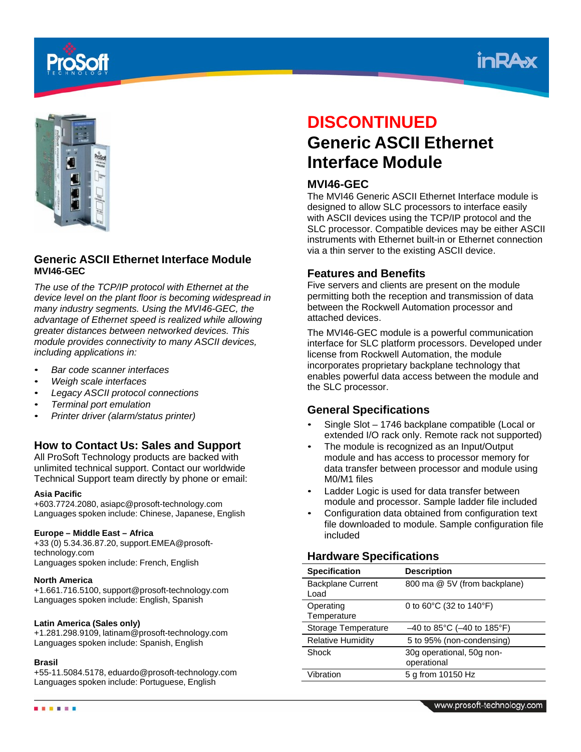# DISCONTINUED

# Generic ASCII Ethernet Interface Module

## MVI46-GEC

The MVI46 Generic ASCII Ethernet Interface module is designed to allow SLC processors to interface easily with ASCII devices using the TCP/IP protocol and the SLC processor. Compatible devices may be either ASCII instruments with Ethernet built-in or Ethernet connection via a thin server to the existing ASCII device.

## Features and Benefits

Five servers and clients are present on the module permitting both the reception and transmission of data between the Rockwell Automation processor and attached devices.

The MVI46-GEC module is a powerful communication interface for SLC platform processors. Developed under license from Rockwell Automation, the module incorporates proprietary backplane technology that enables powerful data access between the module and the SLC processor.

## General Specifications

- Single Slot – 1746 backplane compatible (Local or extended I/O rack only. Remote rack not supported)
- The module is recognized as an Input/Output module and has access to processor memory for data transfer between processor and module using M0/M1 files
- Ladder Logic is used for data transfer between module and processor. Sample ladder file included
- Configuration data obtained from configuration text file downloaded to module. Sample configuration file included

## Hardware Specifications

| Specification | Description |
|---|---|
| Backplane Current Load | 800 ma @ 5V (from backplane) |
| Operating Temperature | 0 to 60°C (32 to 140°F) |
| Storage Temperature | –40 to 85°C (–40 to 185°F) |
| Relative Humidity | 5 to 95% (non-condensing) |
| Shock | 30g operational, 50g non-operational |
| Vibration | 5 g from 10150 Hz |

## Generic ASCII Ethernet Interface Module

**MVI46-GEC**

*The use of the TCP/IP protocol with Ethernet at the device level on the plant floor is becoming widespread in many industry segments. Using the MVI46-GEC, the advantage of Ethernet speed is realized while allowing greater distances between networked devices. This module provides connectivity to many ASCII devices, including applications in:*

- *Bar code scanner interfaces*
- *Weigh scale interfaces*
- *Legacy ASCII protocol connections*
- *Terminal port emulation*
- *Printer driver (alarm/status printer)*

## How to Contact Us: Sales and Support

All ProSoft Technology products are backed with unlimited technical support. Contact our worldwide Technical Support team directly by phone or email:

**Asia Pacific**
+603.7724.2080, asiapc@prosoft-technology.com
Languages spoken include: Chinese, Japanese, English

**Europe – Middle East – Africa**
+33 (0) 5.34.36.87.20, support.EMEA@prosoft-technology.com
Languages spoken include: French, English

**North America**
+1.661.716.5100, support@prosoft-technology.com
Languages spoken include: English, Spanish

**Latin America (Sales only)**
+1.281.298.9109, latinam@prosoft-technology.com
Languages spoken include: Spanish, English

**Brasil**
+55-11.5084.5178, eduardo@prosoft-technology.com
Languages spoken include: Portuguese, English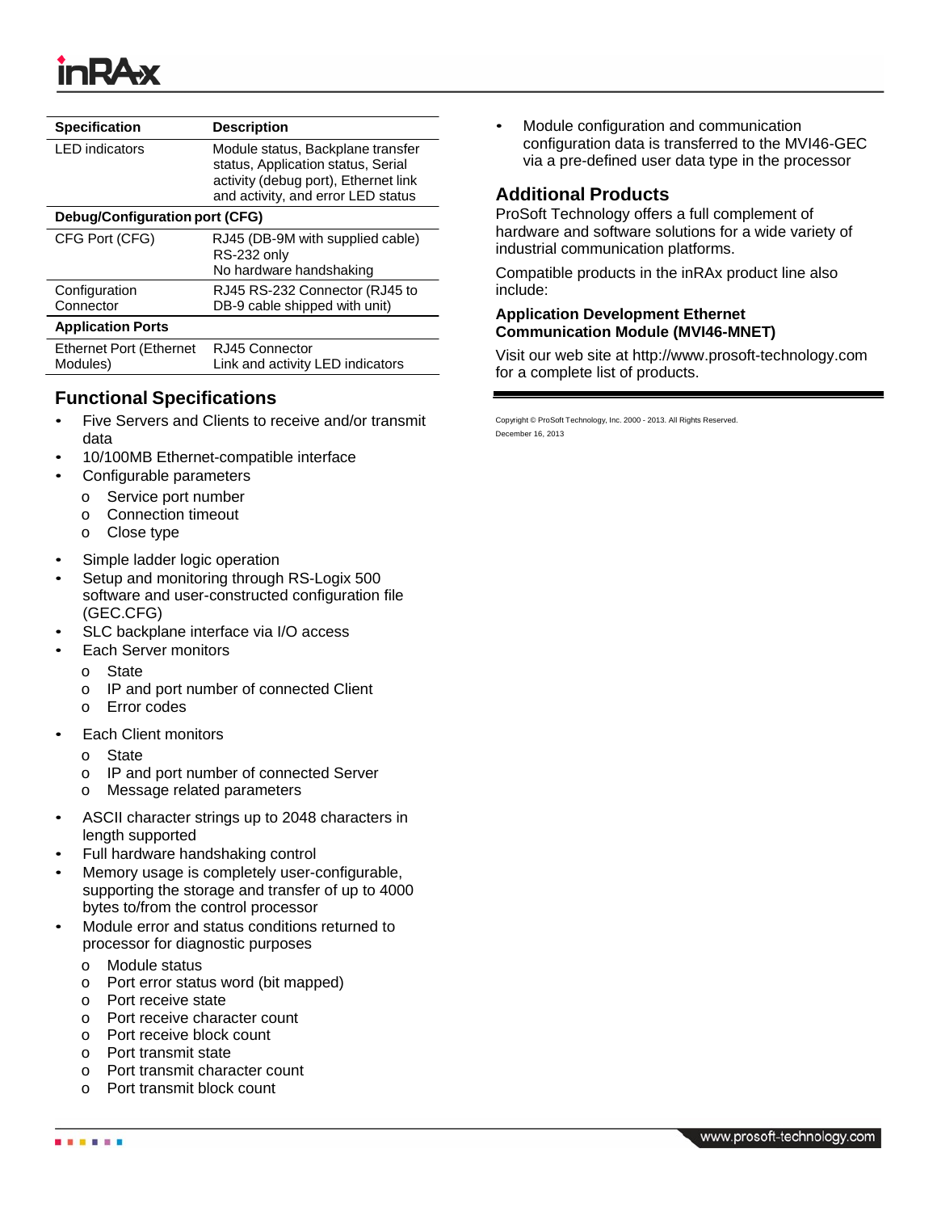| Specification | Description |
| --- | --- |
| LED indicators | Module status, Backplane transfer status, Application status, Serial activity (debug port), Ethernet link and activity, and error LED status |
| **Debug/Configuration port (CFG)** | |
| CFG Port (CFG) | RJ45 (DB-9M with supplied cable)<br>RS-232 only<br>No hardware handshaking |
| Configuration Connector | RJ45 RS-232 Connector (RJ45 to DB-9 cable shipped with unit) |
| **Application Ports** | |
| Ethernet Port (Ethernet Modules) | RJ45 Connector<br>Link and activity LED indicators |

## Functional Specifications

- Five Servers and Clients to receive and/or transmit data
- 10/100MB Ethernet-compatible interface
- Configurable parameters
  - Service port number
  - Connection timeout
  - Close type
- Simple ladder logic operation
- Setup and monitoring through RS-Logix 500 software and user-constructed configuration file (GEC.CFG)
- SLC backplane interface via I/O access
- Each Server monitors
  - State
  - IP and port number of connected Client
  - Error codes
- Each Client monitors
  - State
  - IP and port number of connected Server
  - Message related parameters
- ASCII character strings up to 2048 characters in length supported
- Full hardware handshaking control
- Memory usage is completely user-configurable, supporting the storage and transfer of up to 4000 bytes to/from the control processor
- Module error and status conditions returned to processor for diagnostic purposes
  - Module status
  - Port error status word (bit mapped)
  - Port receive state
  - Port receive character count
  - Port receive block count
  - Port transmit state
  - Port transmit character count
  - Port transmit block count
- Module configuration and communication configuration data is transferred to the MVI46-GEC via a pre-defined user data type in the processor

## Additional Products

ProSoft Technology offers a full complement of hardware and software solutions for a wide variety of industrial communication platforms.

Compatible products in the inRAx product line also include:

**Application Development Ethernet Communication Module (MVI46-MNET)**

Visit our web site at http://www.prosoft-technology.com for a complete list of products.

Copyright © ProSoft Technology, Inc. 2000 - 2013. All Rights Reserved.
December 16, 2013